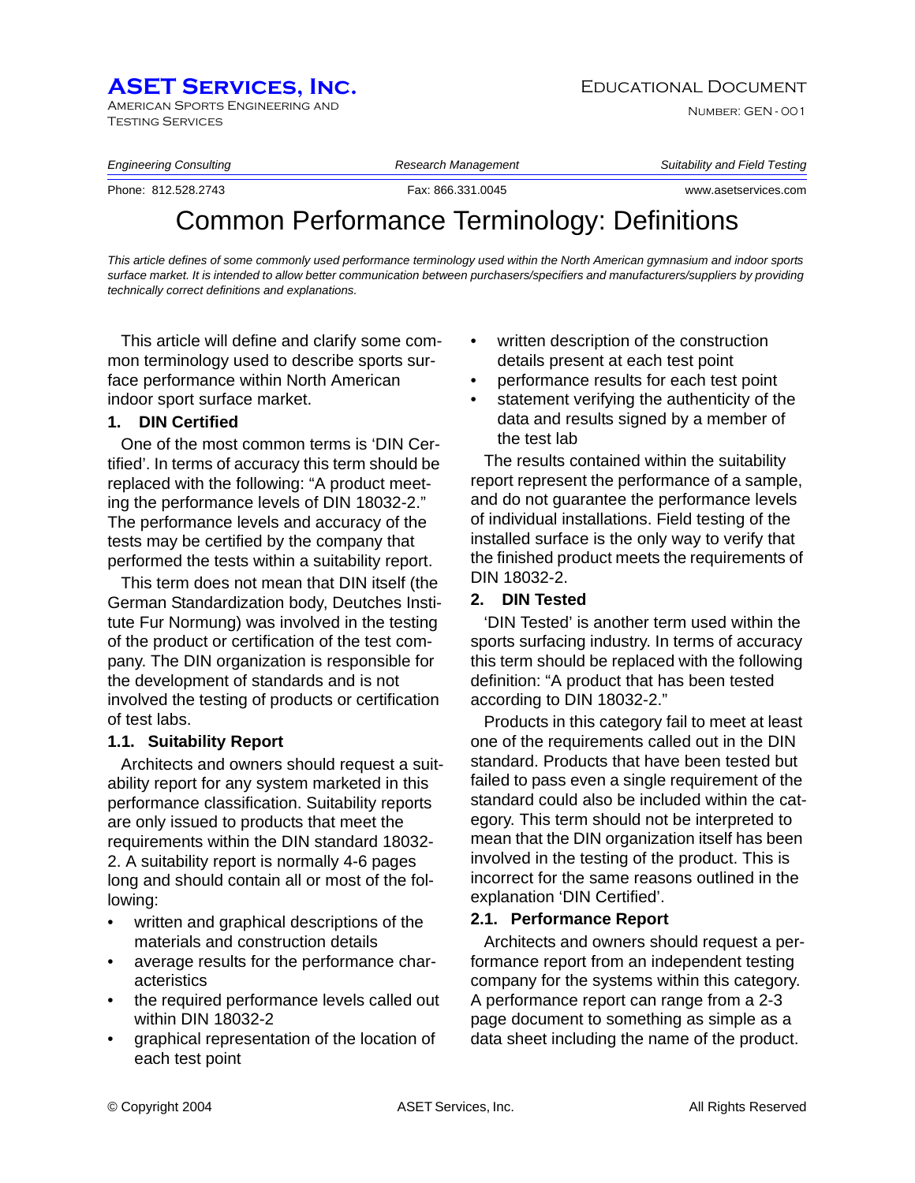# ASET Services, Inc.

American Sports Engineering and Testing Services

Educational Document

Number: GEN - 001

*Engineering Consulting* | *Research Management* | *Suitability and Field Testing*

Phone: 812.528.2743 | Fax: 866.331.0045 | www.asetservices.com

# Common Performance Terminology: Definitions

*This article defines of some commonly used performance terminology used within the North American gymnasium and indoor sports surface market. It is intended to allow better communication between purchasers/specifiers and manufacturers/suppliers by providing technically correct definitions and explanations.*

This article will define and clarify some common terminology used to describe sports surface performance within North American indoor sport surface market.

## 1. DIN Certified

One of the most common terms is 'DIN Certified'. In terms of accuracy this term should be replaced with the following: "A product meeting the performance levels of DIN 18032-2." The performance levels and accuracy of the tests may be certified by the company that performed the tests within a suitability report.

This term does not mean that DIN itself (the German Standardization body, Deutches Institute Fur Normung) was involved in the testing of the product or certification of the test company. The DIN organization is responsible for the development of standards and is not involved the testing of products or certification of test labs.

### 1.1. Suitability Report

Architects and owners should request a suitability report for any system marketed in this performance classification. Suitability reports are only issued to products that meet the requirements within the DIN standard 18032-2. A suitability report is normally 4-6 pages long and should contain all or most of the following:

- written and graphical descriptions of the materials and construction details
- average results for the performance characteristics
- the required performance levels called out within DIN 18032-2
- graphical representation of the location of each test point
- written description of the construction details present at each test point
- performance results for each test point
- statement verifying the authenticity of the data and results signed by a member of the test lab

The results contained within the suitability report represent the performance of a sample, and do not guarantee the performance levels of individual installations. Field testing of the installed surface is the only way to verify that the finished product meets the requirements of DIN 18032-2.

## 2. DIN Tested

'DIN Tested' is another term used within the sports surfacing industry. In terms of accuracy this term should be replaced with the following definition: "A product that has been tested according to DIN 18032-2."

Products in this category fail to meet at least one of the requirements called out in the DIN standard. Products that have been tested but failed to pass even a single requirement of the standard could also be included within the category. This term should not be interpreted to mean that the DIN organization itself has been involved in the testing of the product. This is incorrect for the same reasons outlined in the explanation 'DIN Certified'.

### 2.1. Performance Report

Architects and owners should request a performance report from an independent testing company for the systems within this category. A performance report can range from a 2-3 page document to something as simple as a data sheet including the name of the product.

© Copyright 2004 ASET Services, Inc. All Rights Reserved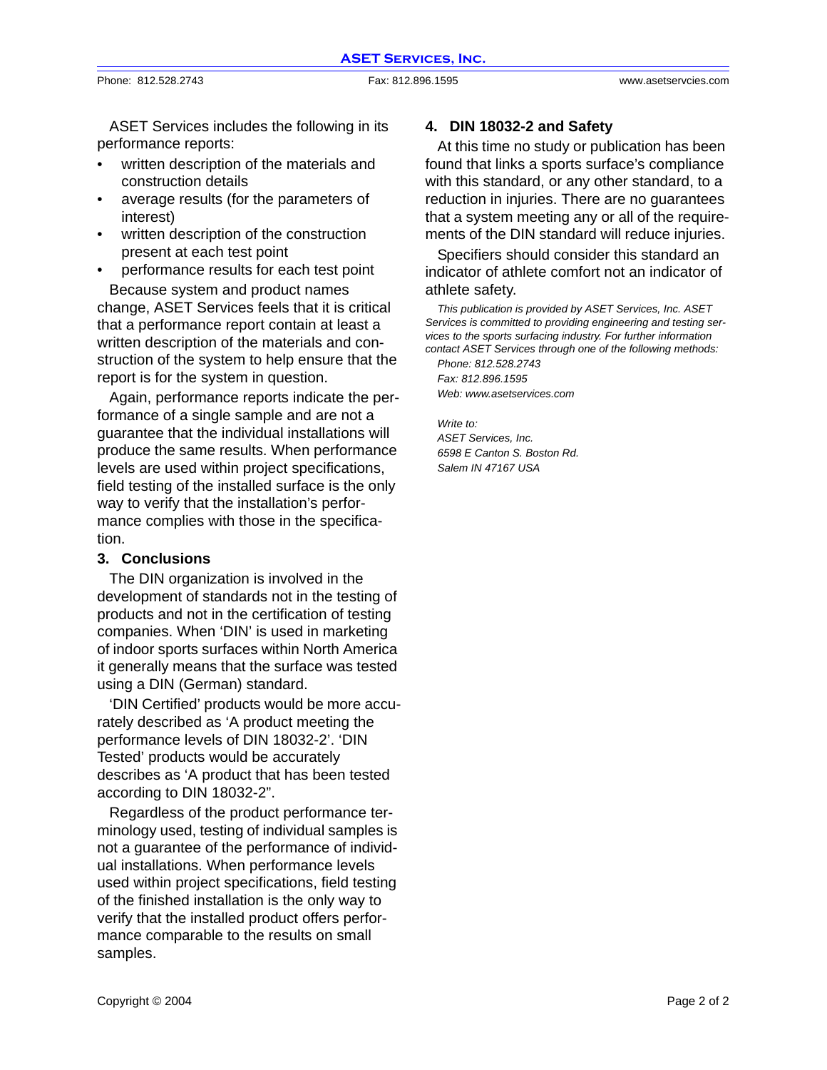ASET Services includes the following in its performance reports:

- written description of the materials and construction details
- average results (for the parameters of interest)
- written description of the construction present at each test point
- performance results for each test point

Because system and product names change, ASET Services feels that it is critical that a performance report contain at least a written description of the materials and construction of the system to help ensure that the report is for the system in question.

Again, performance reports indicate the performance of a single sample and are not a guarantee that the individual installations will produce the same results. When performance levels are used within project specifications, field testing of the installed surface is the only way to verify that the installation's performance complies with those in the specification.

### 3. Conclusions

The DIN organization is involved in the development of standards not in the testing of products and not in the certification of testing companies. When 'DIN' is used in marketing of indoor sports surfaces within North America it generally means that the surface was tested using a DIN (German) standard.

'DIN Certified' products would be more accurately described as 'A product meeting the performance levels of DIN 18032-2'. 'DIN Tested' products would be accurately describes as 'A product that has been tested according to DIN 18032-2".

Regardless of the product performance terminology used, testing of individual samples is not a guarantee of the performance of individual installations. When performance levels used within project specifications, field testing of the finished installation is the only way to verify that the installed product offers performance comparable to the results on small samples.

### 4. DIN 18032-2 and Safety

At this time no study or publication has been found that links a sports surface's compliance with this standard, or any other standard, to a reduction in injuries. There are no guarantees that a system meeting any or all of the requirements of the DIN standard will reduce injuries.

Specifiers should consider this standard an indicator of athlete comfort not an indicator of athlete safety.

*This publication is provided by ASET Services, Inc. ASET Services is committed to providing engineering and testing services to the sports surfacing industry. For further information contact ASET Services through one of the following methods:*

*Phone: 812.528.2743*
*Fax: 812.896.1595*
*Web: www.asetservices.com*

*Write to:*
*ASET Services, Inc.*
*6598 E Canton S. Boston Rd.*
*Salem IN 47167 USA*